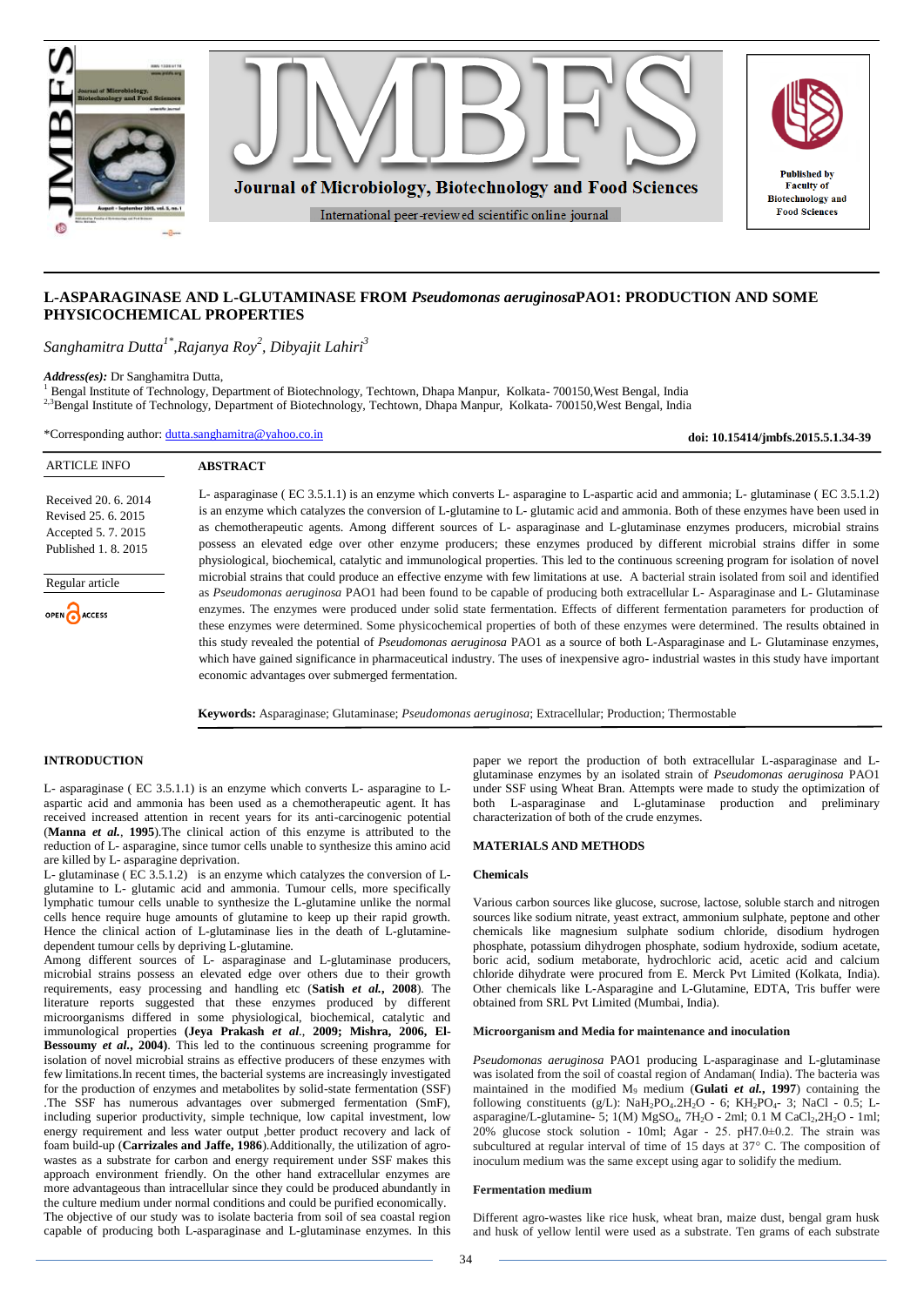# L-ASPARAGINASE AND L-GLUTAMINASE FROM *Pseudomonas aeruginosa*PAO1: PRODUCTION AND SOME PHYSICOCHEMICAL PROPERTIES

*Sanghamitra Dutta[1*],Rajanya Roy[2], Dibyajit Lahiri[3]*

***Address(es):*** Dr Sanghamitra Dutta,
[1] Bengal Institute of Technology, Department of Biotechnology, Techtown, Dhapa Manpur, Kolkata- 700150,West Bengal, India
[2,3]Bengal Institute of Technology, Department of Biotechnology, Techtown, Dhapa Manpur, Kolkata- 700150,West Bengal, India

*Corresponding author: dutta.sanghamitra@yahoo.co.in

**doi: 10.15414/jmbfs.2015.5.1.34-39**

ARTICLE INFO

Received 20. 6. 2014
Revised 25. 6. 2015
Accepted 5. 7. 2015
Published 1. 8. 2015

Regular article

OPEN ACCESS

## ABSTRACT

L- asparaginase ( EC 3.5.1.1) is an enzyme which converts L- asparagine to L-aspartic acid and ammonia; L- glutaminase ( EC 3.5.1.2) is an enzyme which catalyzes the conversion of L-glutamine to L- glutamic acid and ammonia. Both of these enzymes have been used in as chemotherapeutic agents. Among different sources of L- asparaginase and L-glutaminase enzymes producers, microbial strains possess an elevated edge over other enzyme producers; these enzymes produced by different microbial strains differ in some physiological, biochemical, catalytic and immunological properties. This led to the continuous screening program for isolation of novel microbial strains that could produce an effective enzyme with few limitations at use. A bacterial strain isolated from soil and identified as *Pseudomonas aeruginosa* PAO1 had been found to be capable of producing both extracellular L- Asparaginase and L- Glutaminase enzymes. The enzymes were produced under solid state fermentation. Effects of different fermentation parameters for production of these enzymes were determined. Some physicochemical properties of both of these enzymes were determined. The results obtained in this study revealed the potential of *Pseudomonas aeruginosa* PAO1 as a source of both L-Asparaginase and L- Glutaminase enzymes, which have gained significance in pharmaceutical industry. The uses of inexpensive agro- industrial wastes in this study have important economic advantages over submerged fermentation.

**Keywords:** Asparaginase; Glutaminase; *Pseudomonas aeruginosa*; Extracellular; Production; Thermostable

## INTRODUCTION

L- asparaginase ( EC 3.5.1.1) is an enzyme which converts L- asparagine to L-aspartic acid and ammonia has been used as a chemotherapeutic agent. It has received increased attention in recent years for its anti-carcinogenic potential (**Manna *et al.*, 1995**).The clinical action of this enzyme is attributed to the reduction of L- asparagine, since tumor cells unable to synthesize this amino acid are killed by L- asparagine deprivation.
L- glutaminase ( EC 3.5.1.2) is an enzyme which catalyzes the conversion of L-glutamine to L- glutamic acid and ammonia. Tumour cells, more specifically lymphatic tumour cells unable to synthesize the L-glutamine unlike the normal cells hence require huge amounts of glutamine to keep up their rapid growth. Hence the clinical action of L-glutaminase lies in the death of L-glutamine-dependent tumour cells by depriving L-glutamine.
Among different sources of L- asparaginase and L-glutaminase producers, microbial strains possess an elevated edge over others due to their growth requirements, easy processing and handling etc (**Satish *et al.*, 2008**). The literature reports suggested that these enzymes produced by different microorganisms differed in some physiological, biochemical, catalytic and immunological properties (**Jeya Prakash *et al*., 2009; Mishra, 2006, El-Bessoumy *et al.*, 2004**). This led to the continuous screening programme for isolation of novel microbial strains as effective producers of these enzymes with few limitations.In recent times, the bacterial systems are increasingly investigated for the production of enzymes and metabolites by solid-state fermentation (SSF) .The SSF has numerous advantages over submerged fermentation (SmF), including superior productivity, simple technique, low capital investment, low energy requirement and less water output ,better product recovery and lack of foam build-up (**Carrizales and Jaffe, 1986**).Additionally, the utilization of agro-wastes as a substrate for carbon and energy requirement under SSF makes this approach environment friendly. On the other hand extracellular enzymes are more advantageous than intracellular since they could be produced abundantly in the culture medium under normal conditions and could be purified economically.
The objective of our study was to isolate bacteria from soil of sea coastal region capable of producing both L-asparaginase and L-glutaminase enzymes. In this paper we report the production of both extracellular L-asparaginase and L-glutaminase enzymes by an isolated strain of *Pseudomonas aeruginosa* PAO1 under SSF using Wheat Bran. Attempts were made to study the optimization of both L-asparaginase and L-glutaminase production and preliminary characterization of both of the crude enzymes.

## MATERIALS AND METHODS

### Chemicals

Various carbon sources like glucose, sucrose, lactose, soluble starch and nitrogen sources like sodium nitrate, yeast extract, ammonium sulphate, peptone and other chemicals like magnesium sulphate sodium chloride, disodium hydrogen phosphate, potassium dihydrogen phosphate, sodium hydroxide, sodium acetate, boric acid, sodium metaborate, hydrochloric acid, acetic acid and calcium chloride dihydrate were procured from E. Merck Pvt Limited (Kolkata, India). Other chemicals like L-Asparagine and L-Glutamine, EDTA, Tris buffer were obtained from SRL Pvt Limited (Mumbai, India).

### Microorganism and Media for maintenance and inoculation

*Pseudomonas aeruginosa* PAO1 producing L-asparaginase and L-glutaminase was isolated from the soil of coastal region of Andaman( India). The bacteria was maintained in the modified $M_9$ medium (**Gulati *et al.*, 1997**) containing the following constituents (g/L): $NaH_2PO_4.2H_2O$ - 6; $KH_2PO_4$- 3; NaCl - 0.5; L-asparagine/L-glutamine- 5; 1(M) $MgSO_4$, $7H_2O$ - 2ml; 0.1 M $CaCl_2$,$2H_2O$ - 1ml; 20% glucose stock solution - 10ml; Agar - 25. pH7.0±0.2. The strain was subcultured at regular interval of time of 15 days at 37° C. The composition of inoculum medium was the same except using agar to solidify the medium.

### Fermentation medium

Different agro-wastes like rice husk, wheat bran, maize dust, bengal gram husk and husk of yellow lentil were used as a substrate. Ten grams of each substrate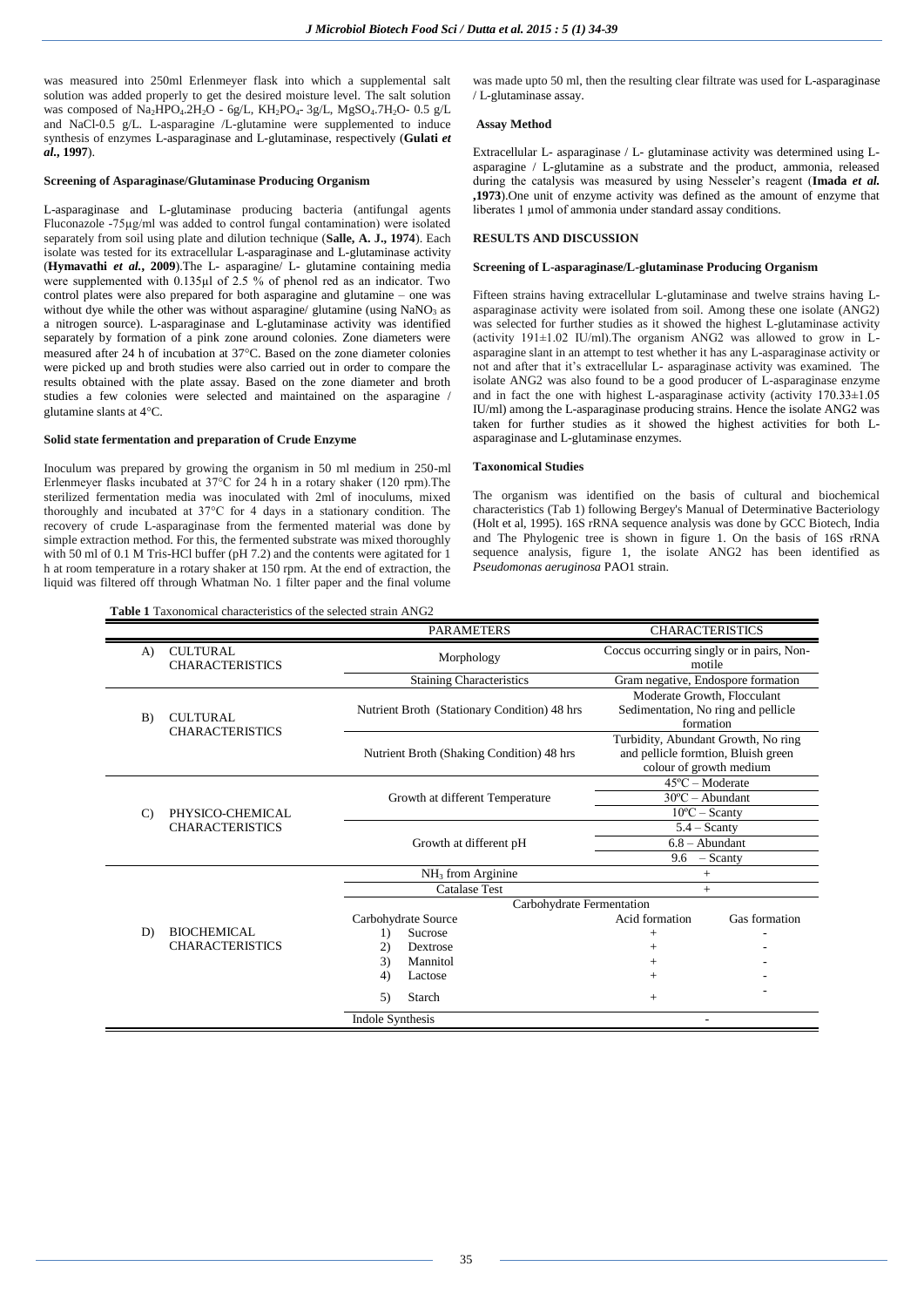was measured into 250ml Erlenmeyer flask into which a supplemental salt solution was added properly to get the desired moisture level. The salt solution was composed of $Na_2HPO_4.2H_2O$ - 6g/L, $KH_2PO_4$- 3g/L, $MgSO_4.7H_2O$- 0.5 g/L and NaCl-0.5 g/L. L-asparagine /L-glutamine were supplemented to induce synthesis of enzymes L-asparaginase and L-glutaminase, respectively (**Gulati *et al*., 1997**).

**Screening of Asparaginase/Glutaminase Producing Organism**

L-asparaginase and L-glutaminase producing bacteria (antifungal agents Fluconazole -75µg/ml was added to control fungal contamination) were isolated separately from soil using plate and dilution technique (**Salle, A. J., 1974**). Each isolate was tested for its extracellular L-asparaginase and L-glutaminase activity (**Hymavathi *et al.*, 2009**).The L- asparagine/ L- glutamine containing media were supplemented with 0.135µl of 2.5 % of phenol red as an indicator. Two control plates were also prepared for both asparagine and glutamine – one was without dye while the other was without asparagine/ glutamine (using $NaNO_3$ as a nitrogen source). L-asparaginase and L-glutaminase activity was identified separately by formation of a pink zone around colonies. Zone diameters were measured after 24 h of incubation at 37°C. Based on the zone diameter colonies were picked up and broth studies were also carried out in order to compare the results obtained with the plate assay. Based on the zone diameter and broth studies a few colonies were selected and maintained on the asparagine / glutamine slants at 4°C.

**Solid state fermentation and preparation of Crude Enzyme**

Inoculum was prepared by growing the organism in 50 ml medium in 250-ml Erlenmeyer flasks incubated at 37°C for 24 h in a rotary shaker (120 rpm).The sterilized fermentation media was inoculated with 2ml of inoculums, mixed thoroughly and incubated at 37°C for 4 days in a stationary condition. The recovery of crude L-asparaginase from the fermented material was done by simple extraction method. For this, the fermented substrate was mixed thoroughly with 50 ml of 0.1 M Tris-HCl buffer (pH 7.2) and the contents were agitated for 1 h at room temperature in a rotary shaker at 150 rpm. At the end of the extraction, the liquid was filtered off through Whatman No. 1 filter paper and the final volume was made upto 50 ml, then the resulting clear filtrate was used for L-asparaginase / L-glutaminase assay.

**Assay Method**

Extracellular L- asparaginase / L- glutaminase activity was determined using L-asparagine / L-glutamine as a substrate and the product, ammonia, released during the catalysis was measured by using Nesseler's reagent (**Imada *et al.* ,1973**).One unit of enzyme activity was defined as the amount of enzyme that liberates 1 µmol of ammonia under standard assay conditions.

## RESULTS AND DISCUSSION

**Screening of L-asparaginase/L-glutaminase Producing Organism**

Fifteen strains having extracellular L-glutaminase and twelve strains having L-asparaginase activity were isolated from soil. Among these one isolate (ANG2) was selected for further studies as it showed the highest L-glutaminase activity (activity 191±1.02 IU/ml).The organism ANG2 was allowed to grow in L-asparagine slant in an attempt to test whether it has any L-asparaginase activity or not and after that it's extracellular L- asparaginase activity was examined. The isolate ANG2 was also found to be a good producer of L-asparaginase enzyme and in fact the one with highest L-asparaginase activity (activity 170.33±1.05 IU/ml) among the L-asparaginase producing strains. Hence the isolate ANG2 was taken for further studies as it showed the highest activities for both L-asparaginase and L-glutaminase enzymes.

**Taxonomical Studies**

The organism was identified on the basis of cultural and biochemical characteristics (Tab 1) following Bergey's Manual of Determinative Bacteriology (Holt et al, 1995). 16S rRNA sequence analysis was done by GCC Biotech, India and The Phylogenic tree is shown in figure 1. On the basis of 16S rRNA sequence analysis, figure 1, the isolate ANG2 has been identified as *Pseudomonas aeruginosa* PAO1 strain.

**Table 1** Taxonomical characteristics of the selected strain ANG2

| | | PARAMETERS | CHARACTERISTICS | |
|---|---|---|---|---|
| A) | CULTURAL CHARACTERISTICS | Morphology | Coccus occurring singly or in pairs, Non-motile | |
| | | Staining Characteristics | Gram negative, Endospore formation | |
| B) | CULTURAL CHARACTERISTICS | Nutrient Broth (Stationary Condition) 48 hrs | Moderate Growth, Flocculant Sedimentation, No ring and pellicle formation | |
| | | Nutrient Broth (Shaking Condition) 48 hrs | Turbidity, Abundant Growth, No ring and pellicle formtion, Bluish green colour of growth medium | |
| C) | PHYSICO-CHEMICAL CHARACTERISTICS | Growth at different Temperature | 45ºC – Moderate | |
| | | | 30ºC – Abundant | |
| | | | 10ºC – Scanty | |
| | | Growth at different pH | 5.4 – Scanty | |
| | | | 6.8 – Abundant | |
| | | | 9.6 – Scanty | |
| D) | BIOCHEMICAL CHARACTERISTICS | $NH_3$ from Arginine | + | |
| | | Catalase Test | + | |
| | | Carbohydrate Fermentation | | |
| | | Carbohydrate Source | Acid formation | Gas formation |
| | | 1) Sucrose | + | - |
| | | 2) Dextrose | + | - |
| | | 3) Mannitol | + | - |
| | | 4) Lactose | + | - |
| | | 5) Starch | + | - |
| | | Indole Synthesis | - | |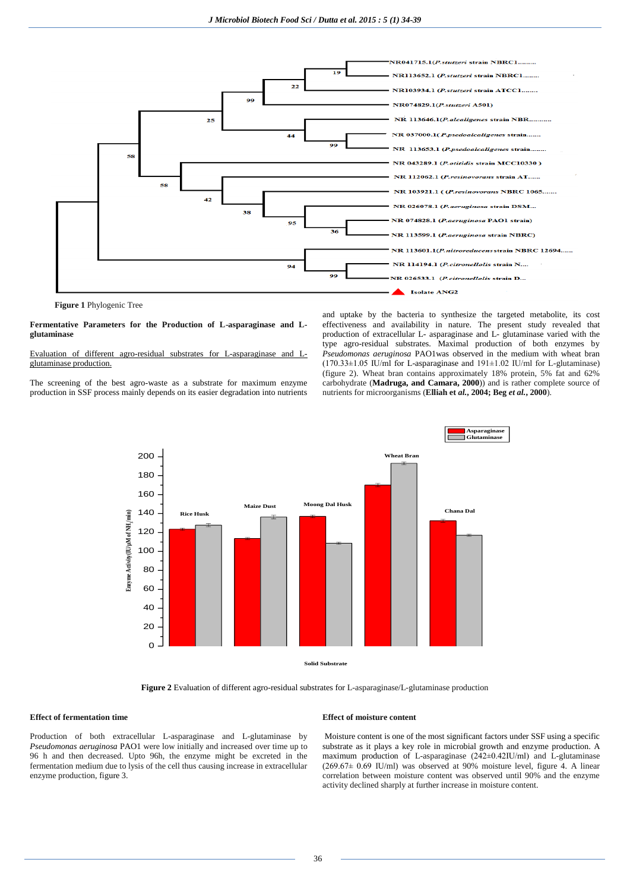**Figure 1** Phylogenic Tree

**Fermentative Parameters for the Production of L-asparaginase and L-glutaminase**

Evaluation of different agro-residual substrates for L-asparaginase and L-glutaminase production.

The screening of the best agro-waste as a substrate for maximum enzyme production in SSF process mainly depends on its easier degradation into nutrients and uptake by the bacteria to synthesize the targeted metabolite, its cost effectiveness and availability in nature. The present study revealed that production of extracellular L- asparaginase and L- glutaminase varied with the type agro-residual substrates. Maximal production of both enzymes by *Pseudomonas aeruginosa* PAO1was observed in the medium with wheat bran (170.33±1.05 IU/ml for L-asparaginase and 191±1.02 IU/ml for L-glutaminase) (figure 2). Wheat bran contains approximately 18% protein, 5% fat and 62% carbohydrate (**Madruga, and Camara, 2000**)) and is rather complete source of nutrients for microorganisms (**Elliah et al., 2004; Beg *et al.*, 2000**).

**Figure 2** Evaluation of different agro-residual substrates for L-asparaginase/L-glutaminase production

**Effect of fermentation time**

Production of both extracellular L-asparaginase and L-glutaminase by *Pseudomonas aeruginosa* PAO1 were low initially and increased over time up to 96 h and then decreased. Upto 96h, the enzyme might be excreted in the fermentation medium due to lysis of the cell thus causing increase in extracellular enzyme production, figure 3.

**Effect of moisture content**

Moisture content is one of the most significant factors under SSF using a specific substrate as it plays a key role in microbial growth and enzyme production. A maximum production of L-asparaginase (242±0.42IU/ml) and L-glutaminase (269.67± 0.69 IU/ml) was observed at 90% moisture level, figure 4. A linear correlation between moisture content was observed until 90% and the enzyme activity declined sharply at further increase in moisture content.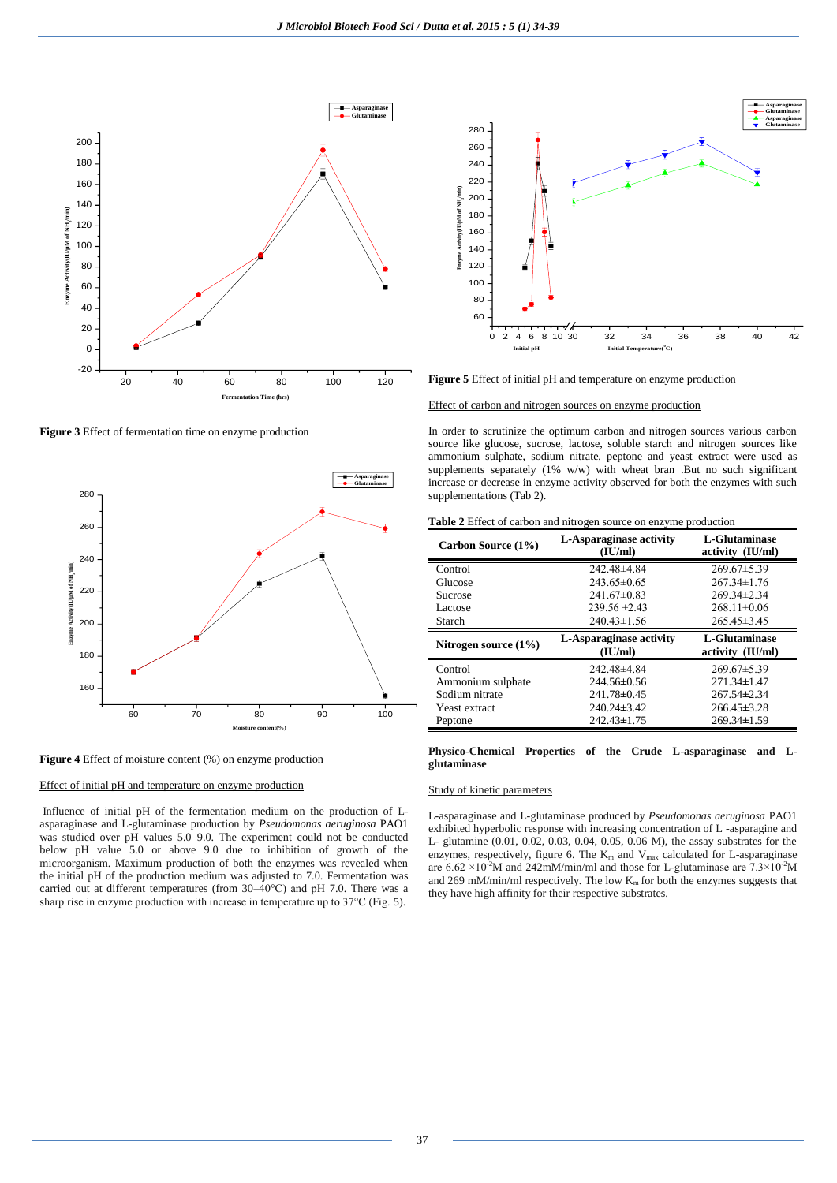Figure 3 Effect of fermentation time on enzyme production

Figure 4 Effect of moisture content (%) on enzyme production

Effect of initial pH and temperature on enzyme production

Influence of initial pH of the fermentation medium on the production of L-asparaginase and L-glutaminase production by *Pseudomonas aeruginosa* PAO1 was studied over pH values 5.0–9.0. The experiment could not be conducted below pH value 5.0 or above 9.0 due to inhibition of growth of the microorganism. Maximum production of both the enzymes was revealed when the initial pH of the production medium was adjusted to 7.0. Fermentation was carried out at different temperatures (from 30–40°C) and pH 7.0. There was a sharp rise in enzyme production with increase in temperature up to 37°C (Fig. 5).

**Figure 5** Effect of initial pH and temperature on enzyme production

Effect of carbon and nitrogen sources on enzyme production

In order to scrutinize the optimum carbon and nitrogen sources various carbon source like glucose, sucrose, lactose, soluble starch and nitrogen sources like ammonium sulphate, sodium nitrate, peptone and yeast extract were used as supplements separately (1% w/w) with wheat bran .But no such significant increase or decrease in enzyme activity observed for both the enzymes with such supplementations (Tab 2).

**Table 2** Effect of carbon and nitrogen source on enzyme production

| Carbon Source (1%) | L-Asparaginase activity (IU/ml) | L-Glutaminase activity (IU/ml) |
|---|---|---|
| Control | 242.48±4.84 | 269.67±5.39 |
| Glucose | 243.65±0.65 | 267.34±1.76 |
| Sucrose | 241.67±0.83 | 269.34±2.34 |
| Lactose | 239.56 ±2.43 | 268.11±0.06 |
| Starch | 240.43±1.56 | 265.45±3.45 |
| **Nitrogen source (1%)** | **L-Asparaginase activity (IU/ml)** | **L-Glutaminase activity (IU/ml)** |
| Control | 242.48±4.84 | 269.67±5.39 |
| Ammonium sulphate | 244.56±0.56 | 271.34±1.47 |
| Sodium nitrate | 241.78±0.45 | 267.54±2.34 |
| Yeast extract | 240.24±3.42 | 266.45±3.28 |
| Peptone | 242.43±1.75 | 269.34±1.59 |

**Physico-Chemical Properties of the Crude L-asparaginase and L-glutaminase**

Study of kinetic parameters

L-asparaginase and L-glutaminase produced by *Pseudomonas aeruginosa* PAO1 exhibited hyperbolic response with increasing concentration of L -asparagine and L- glutamine (0.01, 0.02, 0.03, 0.04, 0.05, 0.06 M), the assay substrates for the enzymes, respectively, figure 6. The $K_m$ and $V_{max}$ calculated for L-asparaginase are $6.62 \times 10^{-2}$M and 242mM/min/ml and those for L-glutaminase are $7.3 \times 10^{-2}$M and 269 mM/min/ml respectively. The low $K_m$ for both the enzymes suggests that they have high affinity for their respective substrates.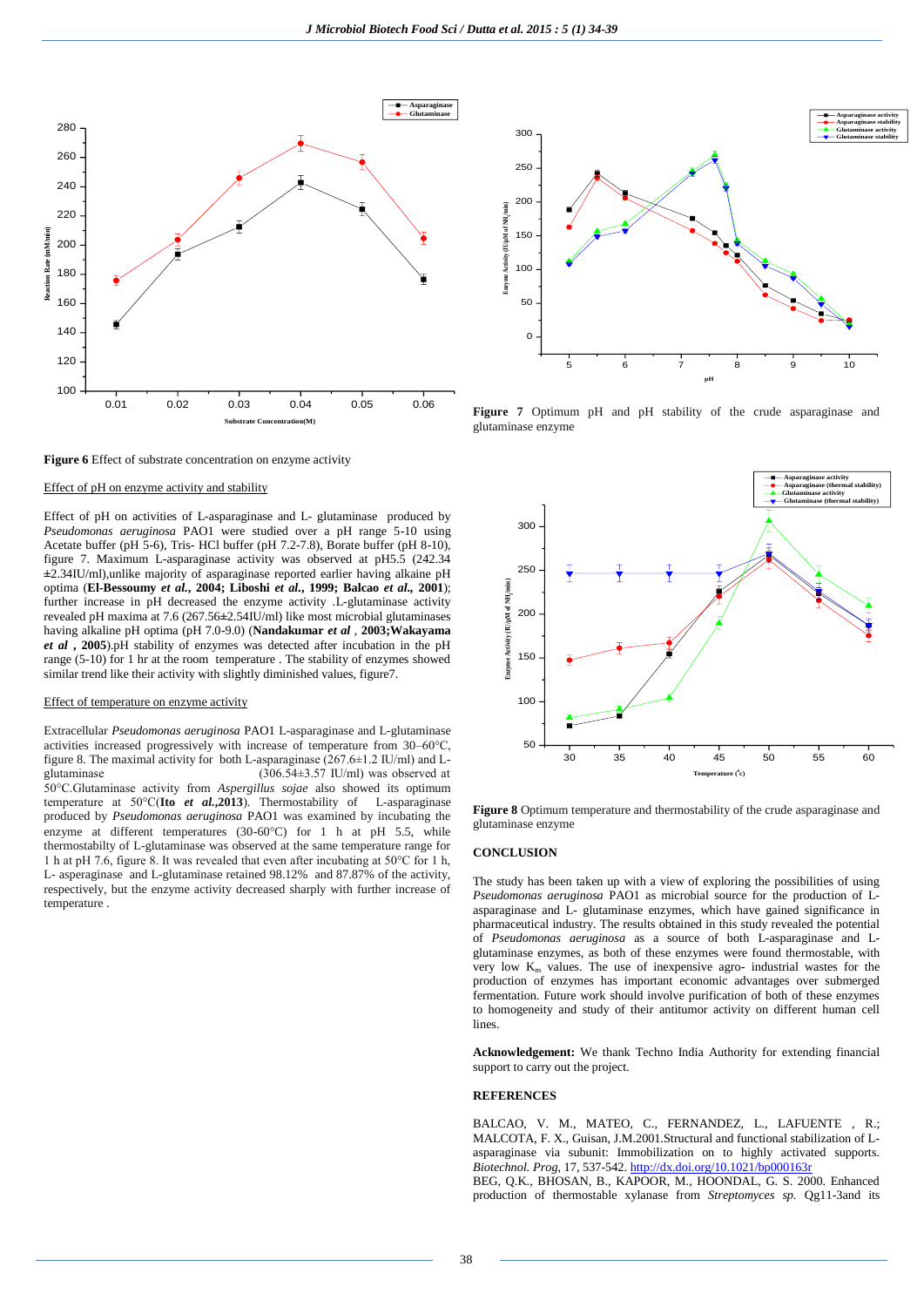**Figure 6** Effect of substrate concentration on enzyme activity

**Figure 7** Optimum pH and pH stability of the crude asparaginase and glutaminase enzyme

Effect of pH on enzyme activity and stability

Effect of pH on activities of L-asparaginase and L- glutaminase produced by *Pseudomonas aeruginosa* PAO1 were studied over a pH range 5-10 using Acetate buffer (pH 5-6), Tris- HCl buffer (pH 7.2-7.8), Borate buffer (pH 8-10), figure 7. Maximum L-asparaginase activity was observed at pH5.5 (242.34 ±2.34IU/ml),unlike majority of asparaginase reported earlier having alkaine pH optima (**El-Bessoumy *et al.*, 2004; Liboshi *et al.*, 1999; Balcao *et al.*, 2001**); further increase in pH decreased the enzyme activity .L-glutaminase activity revealed pH maxima at 7.6 (267.56±2.54IU/ml) like most microbial glutaminases having alkaline pH optima (pH 7.0-9.0) (**Nandakumar *et al* , 2003;Wakayama *et al* , 2005**).pH stability of enzymes was detected after incubation in the pH range (5-10) for 1 hr at the room temperature . The stability of enzymes showed similar trend like their activity with slightly diminished values, figure7.

Effect of temperature on enzyme activity

Extracellular *Pseudomonas aeruginosa* PAO1 L-asparaginase and L-glutaminase activities increased progressively with increase of temperature from 30–60°C, figure 8. The maximal activity for both L-asparaginase (267.6±1.2 IU/ml) and L-glutaminase (306.54±3.57 IU/ml) was observed at 50°C.Glutaminase activity from *Aspergillus sojae* also showed its optimum temperature at 50°C(**Ito *et al.*,2013**). Thermostability of L-asparaginase produced by *Pseudomonas aeruginosa* PAO1 was examined by incubating the enzyme at different temperatures (30-60°C) for 1 h at pH 5.5, while thermostabilty of L-glutaminase was observed at the same temperature range for 1 h at pH 7.6, figure 8. It was revealed that even after incubating at 50°C for 1 h, L- asperaginase and L-glutaminase retained 98.12% and 87.87% of the activity, respectively, but the enzyme activity decreased sharply with further increase of temperature .

**Figure 8** Optimum temperature and thermostability of the crude asparaginase and glutaminase enzyme

## CONCLUSION

The study has been taken up with a view of exploring the possibilities of using *Pseudomonas aeruginosa* PAO1 as microbial source for the production of L-asparaginase and L- glutaminase enzymes, which have gained significance in pharmaceutical industry. The results obtained in this study revealed the potential of *Pseudomonas aeruginosa* as a source of both L-asparaginase and L-glutaminase enzymes, as both of these enzymes were found thermostable, with very low $K_m$ values. The use of inexpensive agro- industrial wastes for the production of enzymes has important economic advantages over submerged fermentation. Future work should involve purification of both of these enzymes to homogeneity and study of their antitumor activity on different human cell lines.

**Acknowledgement:** We thank Techno India Authority for extending financial support to carry out the project.

## REFERENCES

BALCAO, V. M., MATEO, C., FERNANDEZ, L., LAFUENTE , R.; MALCOTA, F. X., Guisan, J.M.2001.Structural and functional stabilization of L-asparaginase via subunit: Immobilization on to highly activated supports. *Biotechnol. Prog*, 17, 537-542. http://dx.doi.org/10.1021/bp000163r

BEG, Q.K., BHOSAN, B., KAPOOR, M., HOONDAL, G. S. 2000. Enhanced production of thermostable xylanase from *Streptomyces sp.* Qg11-3and its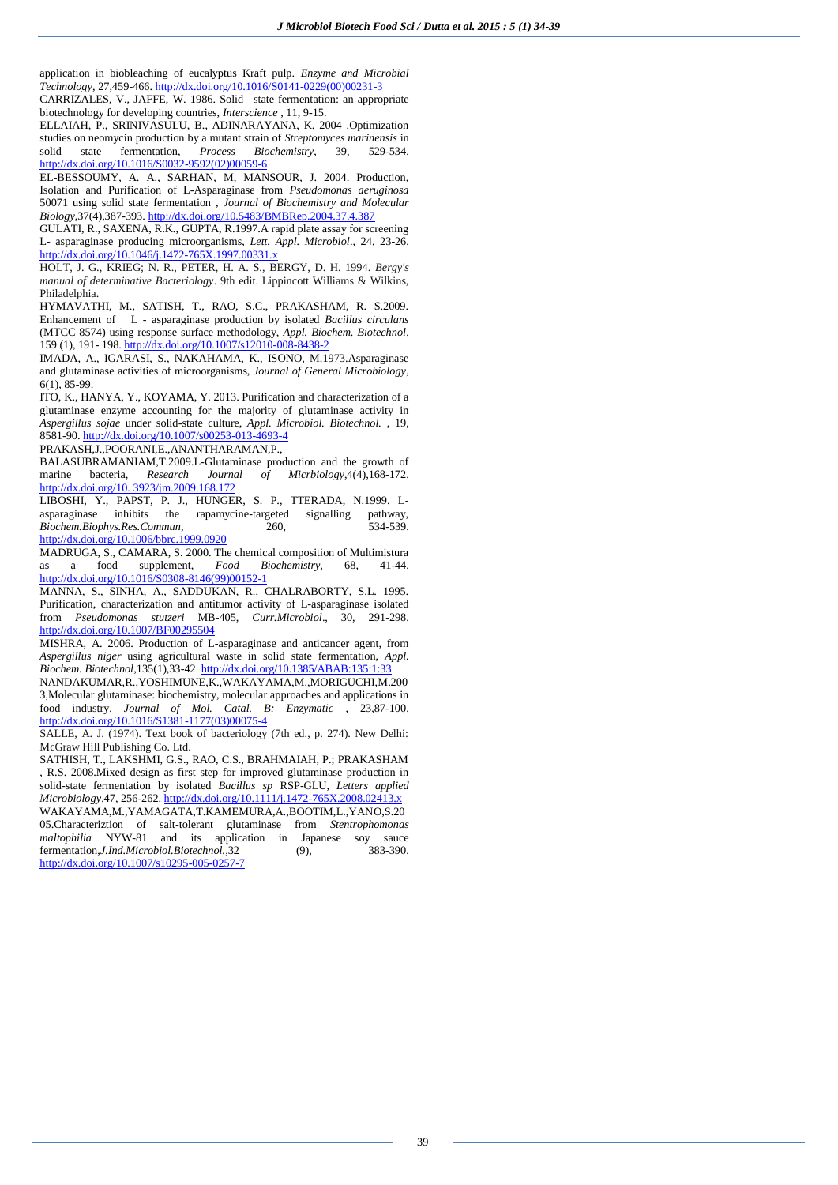application in biobleaching of eucalyptus Kraft pulp. *Enzyme and Microbial Technology*, 27,459-466. http://dx.doi.org/10.1016/S0141-0229(00)00231-3

CARRIZALES, V., JAFFE, W. 1986. Solid –state fermentation: an appropriate biotechnology for developing countries, *Interscience* , 11, 9-15.

ELLAIAH, P., SRINIVASULU, B., ADINARAYANA, K. 2004 .Optimization studies on neomycin production by a mutant strain of *Streptomyces marinensis* in solid state fermentation, *Process Biochemistry*, 39, 529-534. http://dx.doi.org/10.1016/S0032-9592(02)00059-6

EL-BESSOUMY, A. A., SARHAN, M, MANSOUR, J. 2004. Production, Isolation and Purification of L-Asparaginase from *Pseudomonas aeruginosa* 50071 using solid state fermentation , *Journal of Biochemistry and Molecular Biology*,37(4),387-393. http://dx.doi.org/10.5483/BMBRep.2004.37.4.387

GULATI, R., SAXENA, R.K., GUPTA, R.1997.A rapid plate assay for screening L- asparaginase producing microorganisms, *Lett. Appl. Microbiol*., 24, 23-26. http://dx.doi.org/10.1046/j.1472-765X.1997.00331.x

HOLT, J. G., KRIEG; N. R., PETER, H. A. S., BERGY, D. H. 1994. *Bergy's manual of determinative Bacteriology*. 9th edit. Lippincott Williams & Wilkins, Philadelphia.

HYMAVATHI, M., SATISH, T., RAO, S.C., PRAKASHAM, R. S.2009. Enhancement of L - asparaginase production by isolated *Bacillus circulans* (MTCC 8574) using response surface methodology, *Appl. Biochem. Biotechnol*, 159 (1), 191- 198. http://dx.doi.org/10.1007/s12010-008-8438-2

IMADA, A., IGARASI, S., NAKAHAMA, K., ISONO, M.1973.Asparaginase and glutaminase activities of microorganisms, *Journal of General Microbiology*, 6(1), 85-99.

ITO, K., HANYA, Y., KOYAMA, Y. 2013. Purification and characterization of a glutaminase enzyme accounting for the majority of glutaminase activity in *Aspergillus sojae* under solid-state culture, *Appl. Microbiol. Biotechnol.* , 19, 8581-90. http://dx.doi.org/10.1007/s00253-013-4693-4

PRAKASH,J.,POORANI,E.,ANANTHARAMAN,P., BALASUBRAMANIAM,T.2009.L-Glutaminase production and the growth of marine bacteria, *Research Journal of Micrbiology*,4(4),168-172. http://dx.doi.org/10. 3923/jm.2009.168.172

LIBOSHI, Y., PAPST, P. J., HUNGER, S. P., TTERADA, N.1999. L-asparaginase inhibits the rapamycine-targeted signalling pathway, *Biochem.Biophys.Res.Commun*, 260, 534-539. http://dx.doi.org/10.1006/bbrc.1999.0920

MADRUGA, S., CAMARA, S. 2000. The chemical composition of Multimistura as a food supplement, *Food Biochemistry*, 68, 41-44. http://dx.doi.org/10.1016/S0308-8146(99)00152-1

MANNA, S., SINHA, A., SADDUKAN, R., CHALRABORTY, S.L. 1995. Purification, characterization and antitumor activity of L-asparaginase isolated from *Pseudomonas stutzeri* MB-405, *Curr.Microbiol*., 30, 291-298. http://dx.doi.org/10.1007/BF00295504

MISHRA, A. 2006. Production of L-asparaginase and anticancer agent, from *Aspergillus niger* using agricultural waste in solid state fermentation, *Appl. Biochem. Biotechnol*,135(1),33-42. http://dx.doi.org/10.1385/ABAB:135:1:33

NANDAKUMAR,R.,YOSHIMUNE,K.,WAKAYAMA,M.,MORIGUCHI,M.2003,Molecular glutaminase: biochemistry, molecular approaches and applications in food industry, *Journal of Mol. Catal. B: Enzymatic* , 23,87-100. http://dx.doi.org/10.1016/S1381-1177(03)00075-4

SALLE, A. J. (1974). Text book of bacteriology (7th ed., p. 274). New Delhi: McGraw Hill Publishing Co. Ltd.

SATHISH, T., LAKSHMI, G.S., RAO, C.S., BRAHMAIAH, P.; PRAKASHAM , R.S. 2008.Mixed design as first step for improved glutaminase production in solid-state fermentation by isolated *Bacillus sp* RSP-GLU, *Letters applied Microbiology*,47, 256-262. http://dx.doi.org/10.1111/j.1472-765X.2008.02413.x

WAKAYAMA,M.,YAMAGATA,T.KAMEMURA,A.,BOOTIM,L.,YANO,S.2005.Characteriztion of salt-tolerant glutaminase from *Stentrophomonas maltophilia* NYW-81 and its application in Japanese soy sauce fermentation,*J.Ind.Microbiol.Biotechnol.*,32 (9), 383-390. http://dx.doi.org/10.1007/s10295-005-0257-7